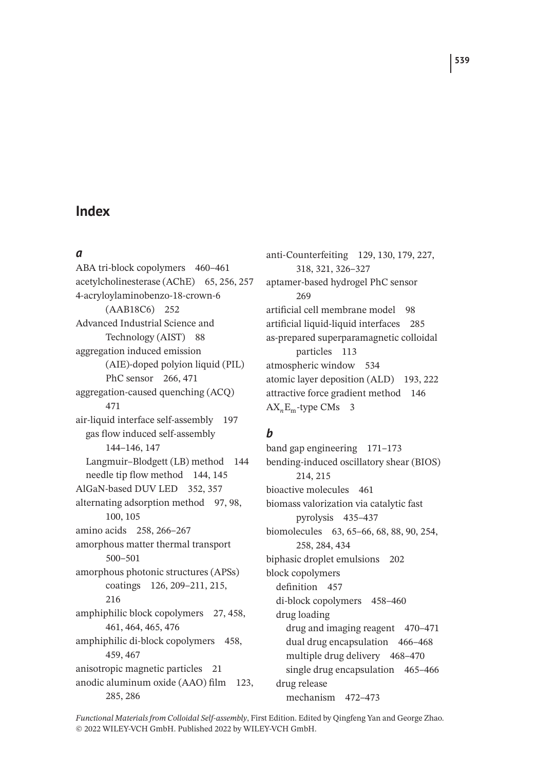# Index

### *a*

ABA tri-block copolymers 460–461
acetylcholinesterase (AChE) 65, 256, 257
4-acryloylaminobenzo-18-crown-6 (AAB18C6) 252
Advanced Industrial Science and Technology (AIST) 88
aggregation induced emission (AIE)-doped polyion liquid (PIL) PhC sensor 266, 471
aggregation-caused quenching (ACQ) 471
air-liquid interface self-assembly 197
- gas flow induced self-assembly 144–146, 147
- Langmuir–Blodgett (LB) method 144
- needle tip flow method 144, 145

AlGaN-based DUV LED 352, 357
alternating adsorption method 97, 98, 100, 105
amino acids 258, 266–267
amorphous matter thermal transport 500–501
amorphous photonic structures (APSs) coatings 126, 209–211, 215, 216
amphiphilic block copolymers 27, 458, 461, 464, 465, 476
amphiphilic di-block copolymers 458, 459, 467
anisotropic magnetic particles 21
anodic aluminum oxide (AAO) film 123, 285, 286
anti-Counterfeiting 129, 130, 179, 227, 318, 321, 326–327
aptamer-based hydrogel PhC sensor 269
artificial cell membrane model 98
artificial liquid-liquid interfaces 285
as-prepared superparamagnetic colloidal particles 113
atmospheric window 534
atomic layer deposition (ALD) 193, 222
attractive force gradient method 146
$AX_nE_m$-type CMs 3

### *b*

band gap engineering 171–173
bending-induced oscillatory shear (BIOS) 214, 215
bioactive molecules 461
biomass valorization via catalytic fast pyrolysis 435–437
biomolecules 63, 65–66, 68, 88, 90, 254, 258, 284, 434
biphasic droplet emulsions 202
block copolymers
- definition 457
- di-block copolymers 458–460
- drug loading
  - drug and imaging reagent 470–471
  - dual drug encapsulation 466–468
  - multiple drug delivery 468–470
  - single drug encapsulation 465–466
- drug release
  - mechanism 472–473

*Functional Materials from Colloidal Self-assembly*, First Edition. Edited by Qingfeng Yan and George Zhao.
© 2022 WILEY-VCH GmbH. Published 2022 by WILEY-VCH GmbH.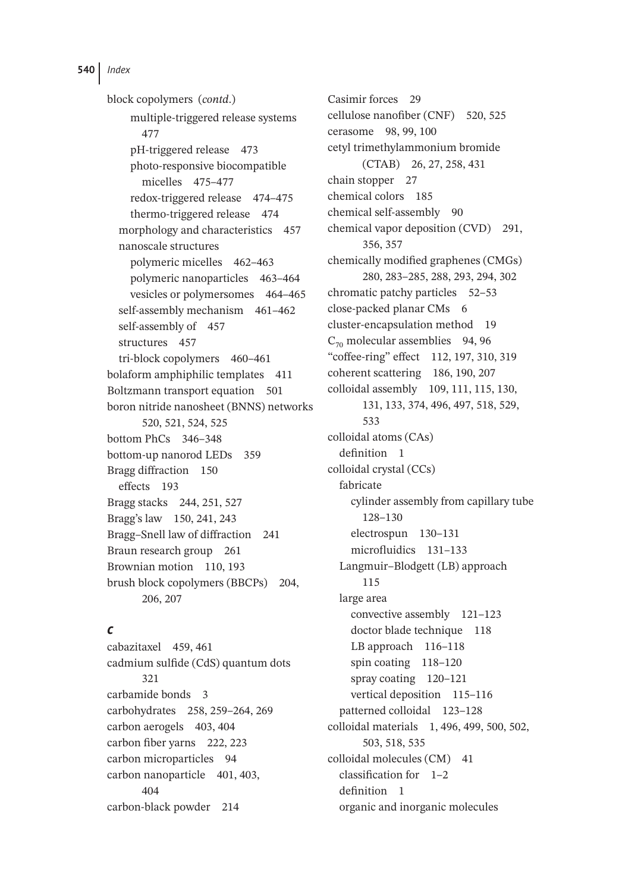block copolymers (*contd.*)
- multiple-triggered release systems 477
- pH-triggered release 473
- photo-responsive biocompatible micelles 475–477
- redox-triggered release 474–475
- thermo-triggered release 474

morphology and characteristics 457
nanoscale structures
- polymeric micelles 462–463
- polymeric nanoparticles 463–464
- vesicles or polymersomes 464–465

self-assembly mechanism 461–462
self-assembly of 457
structures 457
tri-block copolymers 460–461

bolaform amphiphilic templates 411
Boltzmann transport equation 501
boron nitride nanosheet (BNNS) networks 520, 521, 524, 525
bottom PhCs 346–348
bottom-up nanorod LEDs 359
Bragg diffraction 150
- effects 193

Bragg stacks 244, 251, 527
Bragg's law 150, 241, 243
Bragg–Snell law of diffraction 241
Braun research group 261
Brownian motion 110, 193
brush block copolymers (BBCPs) 204, 206, 207

## c

cabazitaxel 459, 461
cadmium sulfide (CdS) quantum dots 321
carbamide bonds 3
carbohydrates 258, 259–264, 269
carbon aerogels 403, 404
carbon fiber yarns 222, 223
carbon microparticles 94
carbon nanoparticle 401, 403, 404
carbon-black powder 214
Casimir forces 29
cellulose nanofiber (CNF) 520, 525
cerasome 98, 99, 100
cetyl trimethylammonium bromide (CTAB) 26, 27, 258, 431
chain stopper 27
chemical colors 185
chemical self-assembly 90
chemical vapor deposition (CVD) 291, 356, 357
chemically modified graphenes (CMGs) 280, 283–285, 288, 293, 294, 302
chromatic patchy particles 52–53
close-packed planar CMs 6
cluster-encapsulation method 19
$C_{70}$ molecular assemblies 94, 96
"coffee-ring" effect 112, 197, 310, 319
coherent scattering 186, 190, 207
colloidal assembly 109, 111, 115, 130, 131, 133, 374, 496, 497, 518, 529, 533
colloidal atoms (CAs)
- definition 1

colloidal crystal (CCs)
- fabricate
  - cylinder assembly from capillary tube 128–130
  - electrospun 130–131
  - microfluidics 131–133
- Langmuir–Blodgett (LB) approach 115
- large area
  - convective assembly 121–123
  - doctor blade technique 118
  - LB approach 116–118
  - spin coating 118–120
  - spray coating 120–121
  - vertical deposition 115–116
- patterned colloidal 123–128

colloidal materials 1, 496, 499, 500, 502, 503, 518, 535
colloidal molecules (CM) 41
- classification for 1–2
- definition 1
- organic and inorganic molecules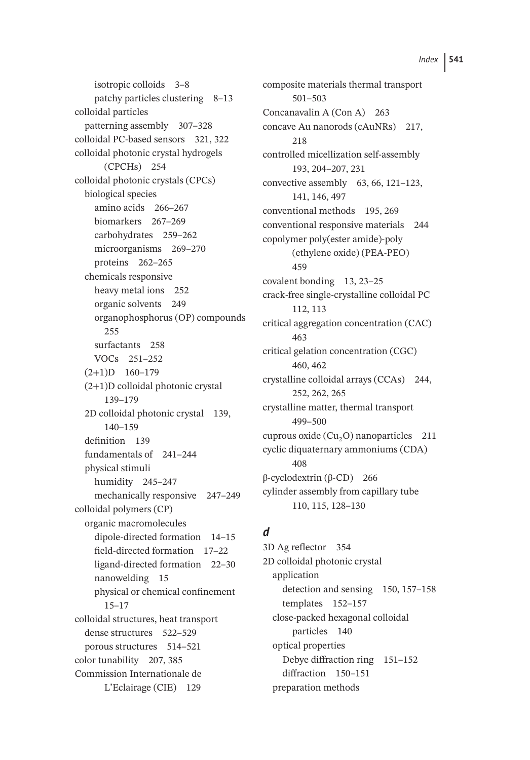isotropic colloids 3–8
    patchy particles clustering 8–13
colloidal particles
  patterning assembly 307–328
colloidal PC-based sensors 321, 322
colloidal photonic crystal hydrogels (CPCHs) 254
colloidal photonic crystals (CPCs)
  biological species
    amino acids 266–267
    biomarkers 267–269
    carbohydrates 259–262
    microorganisms 269–270
    proteins 262–265
  chemicals responsive
    heavy metal ions 252
    organic solvents 249
    organophosphorus (OP) compounds 255
    surfactants 258
    VOCs 251–252
  (2+1)D 160–179
  (2+1)D colloidal photonic crystal 139–179
  2D colloidal photonic crystal 139, 140–159
  definition 139
  fundamentals of 241–244
  physical stimuli
    humidity 245–247
    mechanically responsive 247–249
colloidal polymers (CP)
  organic macromolecules
    dipole-directed formation 14–15
    field-directed formation 17–22
    ligand-directed formation 22–30
    nanowelding 15
    physical or chemical confinement 15–17
colloidal structures, heat transport
  dense structures 522–529
  porous structures 514–521
color tunability 207, 385
Commission Internationale de L'Eclairage (CIE) 129
composite materials thermal transport 501–503
Concanavalin A (Con A) 263
concave Au nanorods (cAuNRs) 217, 218
controlled micellization self-assembly 193, 204–207, 231
convective assembly 63, 66, 121–123, 141, 146, 497
conventional methods 195, 269
conventional responsive materials 244
copolymer poly(ester amide)-poly (ethylene oxide) (PEA-PEO) 459
covalent bonding 13, 23–25
crack-free single-crystalline colloidal PC 112, 113
critical aggregation concentration (CAC) 463
critical gelation concentration (CGC) 460, 462
crystalline colloidal arrays (CCAs) 244, 252, 262, 265
crystalline matter, thermal transport 499–500
cuprous oxide ($Cu_2O$) nanoparticles 211
cyclic diquaternary ammoniums (CDA) 408
β-cyclodextrin (β-CD) 266
cylinder assembly from capillary tube 110, 115, 128–130

## *d*

3D Ag reflector 354
2D colloidal photonic crystal
  application
    detection and sensing 150, 157–158
    templates 152–157
  close-packed hexagonal colloidal particles 140
  optical properties
    Debye diffraction ring 151–152
    diffraction 150–151
  preparation methods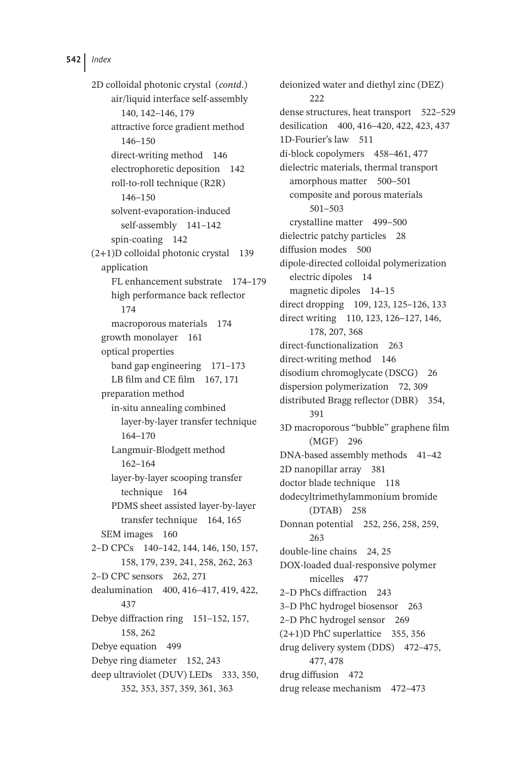2D colloidal photonic crystal (*contd.*)
- air/liquid interface self-assembly 140, 142–146, 179
- attractive force gradient method 146–150
- direct-writing method 146
- electrophoretic deposition 142
- roll-to-roll technique (R2R) 146–150
- solvent-evaporation-induced self-assembly 141–142
- spin-coating 142

(2+1)D colloidal photonic crystal 139
- application
  - FL enhancement substrate 174–179
  - high performance back reflector 174
  - macroporous materials 174
- growth monolayer 161
- optical properties
  - band gap engineering 171–173
  - LB film and CE film 167, 171
- preparation method
  - in-situ annealing combined layer-by-layer transfer technique 164–170
  - Langmuir-Blodgett method 162–164
  - layer-by-layer scooping transfer technique 164
  - PDMS sheet assisted layer-by-layer transfer technique 164, 165
- SEM images 160

2–D CPCs 140–142, 144, 146, 150, 157, 158, 179, 239, 241, 258, 262, 263

2–D CPC sensors 262, 271

dealumination 400, 416–417, 419, 422, 437

Debye diffraction ring 151–152, 157, 158, 262

Debye equation 499

Debye ring diameter 152, 243

deep ultraviolet (DUV) LEDs 333, 350, 352, 353, 357, 359, 361, 363

deionized water and diethyl zinc (DEZ) 222

dense structures, heat transport 522–529

desilication 400, 416–420, 422, 423, 437

1D-Fourier's law 511

di-block copolymers 458–461, 477

dielectric materials, thermal transport
- amorphous matter 500–501
- composite and porous materials 501–503
- crystalline matter 499–500

dielectric patchy particles 28

diffusion modes 500

dipole-directed colloidal polymerization
- electric dipoles 14
- magnetic dipoles 14–15

direct dropping 109, 123, 125–126, 133

direct writing 110, 123, 126–127, 146, 178, 207, 368

direct-functionalization 263

direct-writing method 146

disodium chromoglycate (DSCG) 26

dispersion polymerization 72, 309

distributed Bragg reflector (DBR) 354, 391

3D macroporous "bubble" graphene film (MGF) 296

DNA-based assembly methods 41–42

2D nanopillar array 381

doctor blade technique 118

dodecyltrimethylammonium bromide (DTAB) 258

Donnan potential 252, 256, 258, 259, 263

double-line chains 24, 25

DOX-loaded dual-responsive polymer micelles 477

2–D PhCs diffraction 243

3–D PhC hydrogel biosensor 263

2–D PhC hydrogel sensor 269

(2+1)D PhC superlattice 355, 356

drug delivery system (DDS) 472–475, 477, 478

drug diffusion 472

drug release mechanism 472–473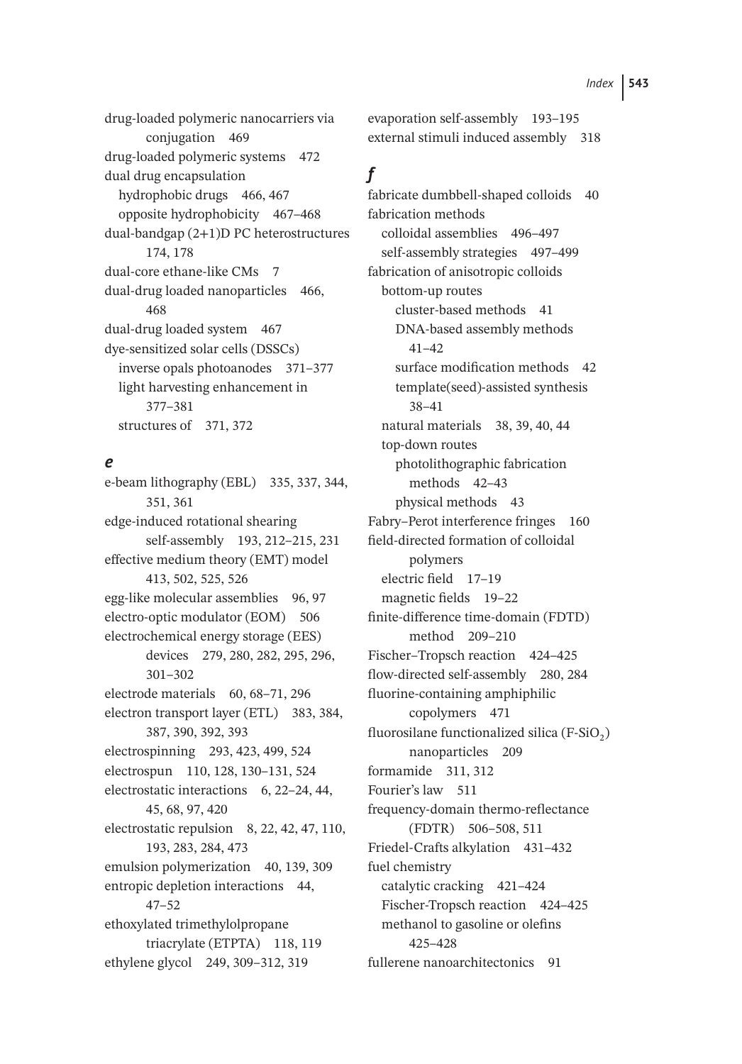drug-loaded polymeric nanocarriers via conjugation 469
drug-loaded polymeric systems 472
dual drug encapsulation
- hydrophobic drugs 466, 467
- opposite hydrophobicity 467–468

dual-bandgap (2+1)D PC heterostructures 174, 178
dual-core ethane-like CMs 7
dual-drug loaded nanoparticles 466, 468
dual-drug loaded system 467
dye-sensitized solar cells (DSSCs)
- inverse opals photoanodes 371–377
- light harvesting enhancement in 377–381
- structures of 371, 372

### *e*

e-beam lithography (EBL) 335, 337, 344, 351, 361
edge-induced rotational shearing self-assembly 193, 212–215, 231
effective medium theory (EMT) model 413, 502, 525, 526
egg-like molecular assemblies 96, 97
electro-optic modulator (EOM) 506
electrochemical energy storage (EES) devices 279, 280, 282, 295, 296, 301–302
electrode materials 60, 68–71, 296
electron transport layer (ETL) 383, 384, 387, 390, 392, 393
electrospinning 293, 423, 499, 524
electrospun 110, 128, 130–131, 524
electrostatic interactions 6, 22–24, 44, 45, 68, 97, 420
electrostatic repulsion 8, 22, 42, 47, 110, 193, 283, 284, 473
emulsion polymerization 40, 139, 309
entropic depletion interactions 44, 47–52
ethoxylated trimethylolpropane triacrylate (ETPTA) 118, 119
ethylene glycol 249, 309–312, 319
evaporation self-assembly 193–195
external stimuli induced assembly 318

### *f*

fabricate dumbbell-shaped colloids 40
fabrication methods
- colloidal assemblies 496–497
- self-assembly strategies 497–499

fabrication of anisotropic colloids
- bottom-up routes
  - cluster-based methods 41
  - DNA-based assembly methods 41–42
  - surface modification methods 42
  - template(seed)-assisted synthesis 38–41
- natural materials 38, 39, 40, 44
- top-down routes
  - photolithographic fabrication methods 42–43
  - physical methods 43

Fabry–Perot interference fringes 160
field-directed formation of colloidal polymers
- electric field 17–19
- magnetic fields 19–22

finite-difference time-domain (FDTD) method 209–210
Fischer–Tropsch reaction 424–425
flow-directed self-assembly 280, 284
fluorine-containing amphiphilic copolymers 471
fluorosilane functionalized silica (F-$SiO_2$) nanoparticles 209
formamide 311, 312
Fourier's law 511
frequency-domain thermo-reflectance (FDTR) 506–508, 511
Friedel-Crafts alkylation 431–432
fuel chemistry
- catalytic cracking 421–424
- Fischer-Tropsch reaction 424–425
- methanol to gasoline or olefins 425–428

fullerene nanoarchitectonics 91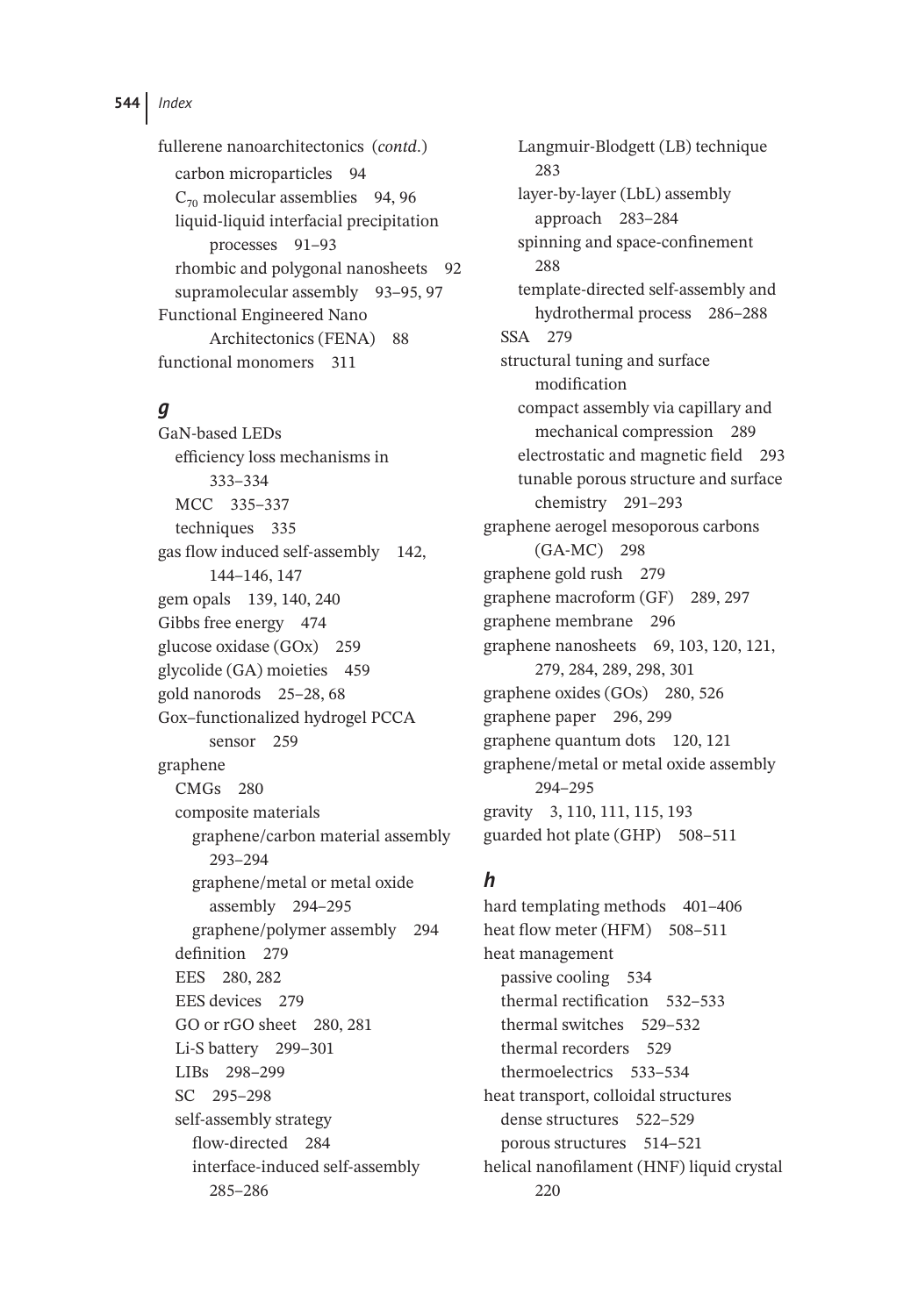fullerene nanoarchitectonics (*contd.*)
  carbon microparticles 94
  $C_{70}$ molecular assemblies 94, 96
  liquid-liquid interfacial precipitation processes 91–93
  rhombic and polygonal nanosheets 92
  supramolecular assembly 93–95, 97
Functional Engineered Nano Architectonics (FENA) 88
functional monomers 311

### *g*

GaN-based LEDs
  efficiency loss mechanisms in 333–334
  MCC 335–337
  techniques 335
gas flow induced self-assembly 142, 144–146, 147
gem opals 139, 140, 240
Gibbs free energy 474
glucose oxidase (GOx) 259
glycolide (GA) moieties 459
gold nanorods 25–28, 68
Gox–functionalized hydrogel PCCA sensor 259
graphene
  CMGs 280
  composite materials
    graphene/carbon material assembly 293–294
    graphene/metal or metal oxide assembly 294–295
    graphene/polymer assembly 294
  definition 279
  EES 280, 282
  EES devices 279
  GO or rGO sheet 280, 281
  Li-S battery 299–301
  LIBs 298–299
  SC 295–298
  self-assembly strategy
    flow-directed 284
    interface-induced self-assembly 285–286
    Langmuir-Blodgett (LB) technique 283
    layer-by-layer (LbL) assembly approach 283–284
    spinning and space-confinement 288
    template-directed self-assembly and hydrothermal process 286–288
  SSA 279
  structural tuning and surface modification
    compact assembly via capillary and mechanical compression 289
    electrostatic and magnetic field 293
    tunable porous structure and surface chemistry 291–293
graphene aerogel mesoporous carbons (GA-MC) 298
graphene gold rush 279
graphene macroform (GF) 289, 297
graphene membrane 296
graphene nanosheets 69, 103, 120, 121, 279, 284, 289, 298, 301
graphene oxides (GOs) 280, 526
graphene paper 296, 299
graphene quantum dots 120, 121
graphene/metal or metal oxide assembly 294–295
gravity 3, 110, 111, 115, 193
guarded hot plate (GHP) 508–511

### *h*

hard templating methods 401–406
heat flow meter (HFM) 508–511
heat management
  passive cooling 534
  thermal rectification 532–533
  thermal switches 529–532
  thermal recorders 529
  thermoelectrics 533–534
heat transport, colloidal structures
  dense structures 522–529
  porous structures 514–521
helical nanofilament (HNF) liquid crystal 220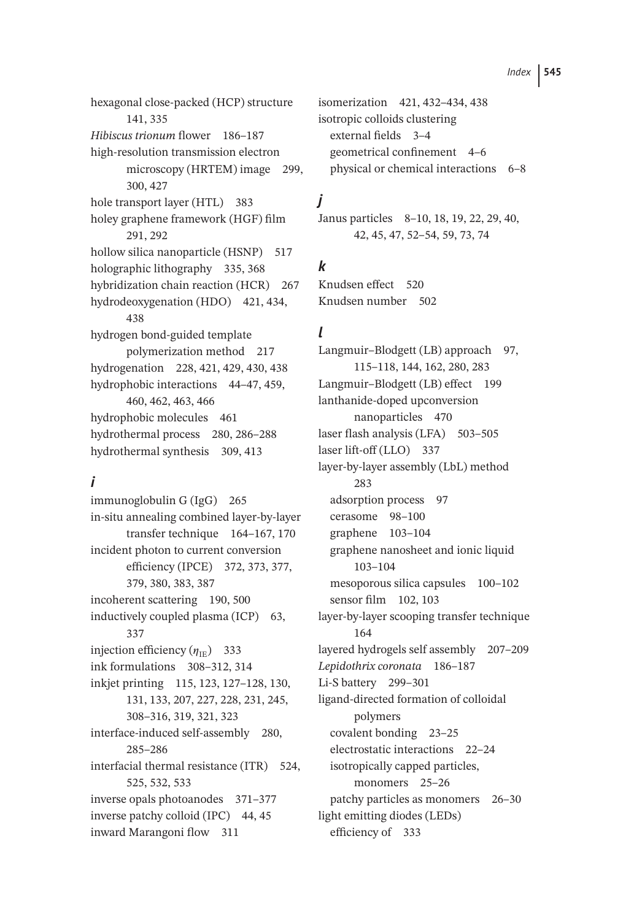hexagonal close-packed (HCP) structure 141, 335

*Hibiscus trionum* flower 186–187

high-resolution transmission electron microscopy (HRTEM) image 299, 300, 427

hole transport layer (HTL) 383

holey graphene framework (HGF) film 291, 292

hollow silica nanoparticle (HSNP) 517

holographic lithography 335, 368

hybridization chain reaction (HCR) 267

hydrodeoxygenation (HDO) 421, 434, 438

hydrogen bond-guided template polymerization method 217

hydrogenation 228, 421, 429, 430, 438

hydrophobic interactions 44–47, 459, 460, 462, 463, 466

hydrophobic molecules 461

hydrothermal process 280, 286–288

hydrothermal synthesis 309, 413

### *i*

immunoglobulin G (IgG) 265

in-situ annealing combined layer-by-layer transfer technique 164–167, 170

incident photon to current conversion efficiency (IPCE) 372, 373, 377, 379, 380, 383, 387

incoherent scattering 190, 500

inductively coupled plasma (ICP) 63, 337

injection efficiency ($\eta_{IE}$) 333

ink formulations 308–312, 314

inkjet printing 115, 123, 127–128, 130, 131, 133, 207, 227, 228, 231, 245, 308–316, 319, 321, 323

interface-induced self-assembly 280, 285–286

interfacial thermal resistance (ITR) 524, 525, 532, 533

inverse opals photoanodes 371–377

inverse patchy colloid (IPC) 44, 45

inward Marangoni flow 311

isomerization 421, 432–434, 438

isotropic colloids clustering
- external fields 3–4
- geometrical confinement 4–6
- physical or chemical interactions 6–8

### *j*

Janus particles 8–10, 18, 19, 22, 29, 40, 42, 45, 47, 52–54, 59, 73, 74

### *k*

Knudsen effect 520

Knudsen number 502

### *l*

Langmuir–Blodgett (LB) approach 97, 115–118, 144, 162, 280, 283

Langmuir–Blodgett (LB) effect 199

lanthanide-doped upconversion nanoparticles 470

laser flash analysis (LFA) 503–505

laser lift-off (LLO) 337

layer-by-layer assembly (LbL) method 283
- adsorption process 97
- cerasome 98–100
- graphene 103–104
- graphene nanosheet and ionic liquid 103–104
- mesoporous silica capsules 100–102
- sensor film 102, 103

layer-by-layer scooping transfer technique 164

layered hydrogels self assembly 207–209

*Lepidothrix coronata* 186–187

Li-S battery 299–301

ligand-directed formation of colloidal polymers
- covalent bonding 23–25
- electrostatic interactions 22–24
- isotropically capped particles, monomers 25–26
- patchy particles as monomers 26–30

light emitting diodes (LEDs)
- efficiency of 333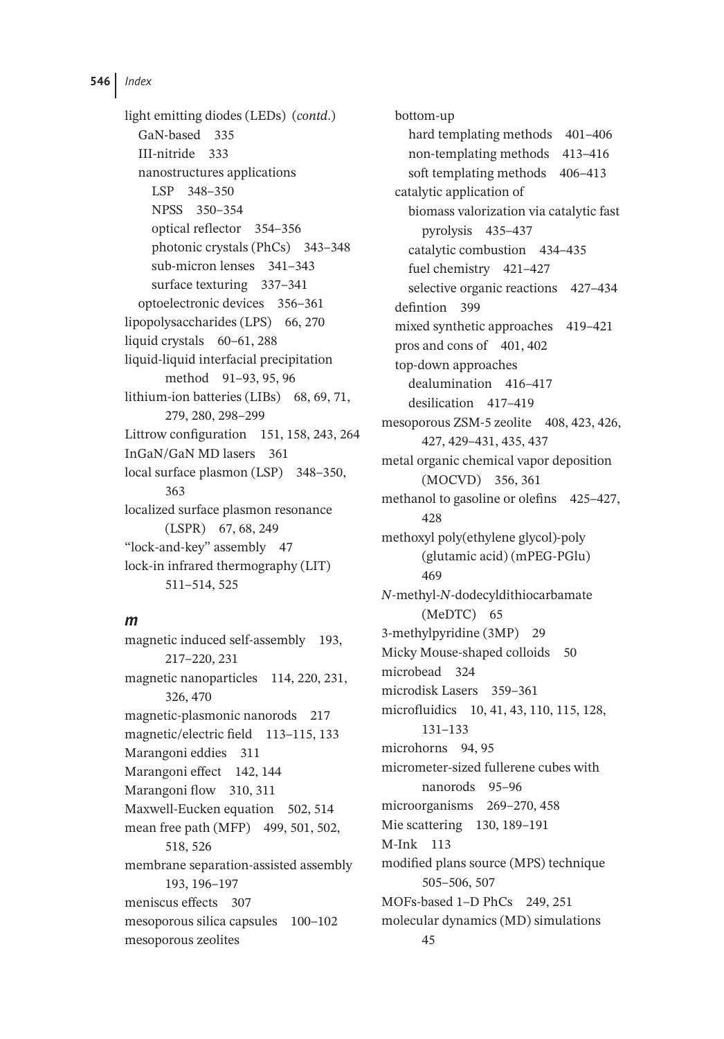light emitting diodes (LEDs) (*contd.*)
- GaN-based 335
- III-nitride 333
- nanostructures applications
  - LSP 348–350
  - NPSS 350–354
  - optical reflector 354–356
  - photonic crystals (PhCs) 343–348
  - sub-micron lenses 341–343
  - surface texturing 337–341
- optoelectronic devices 356–361

lipopolysaccharides (LPS) 66, 270
liquid crystals 60–61, 288
liquid-liquid interfacial precipitation method 91–93, 95, 96
lithium-ion batteries (LIBs) 68, 69, 71, 279, 280, 298–299
Littrow configuration 151, 158, 243, 264
InGaN/GaN MD lasers 361
local surface plasmon (LSP) 348–350, 363
localized surface plasmon resonance (LSPR) 67, 68, 249
"lock-and-key" assembly 47
lock-in infrared thermography (LIT) 511–514, 525

### *m*

magnetic induced self-assembly 193, 217–220, 231
magnetic nanoparticles 114, 220, 231, 326, 470
magnetic-plasmonic nanorods 217
magnetic/electric field 113–115, 133
Marangoni eddies 311
Marangoni effect 142, 144
Marangoni flow 310, 311
Maxwell-Eucken equation 502, 514
mean free path (MFP) 499, 501, 502, 518, 526
membrane separation-assisted assembly 193, 196–197
meniscus effects 307
mesoporous silica capsules 100–102
mesoporous zeolites
- bottom-up
  - hard templating methods 401–406
  - non-templating methods 413–416
  - soft templating methods 406–413
- catalytic application of
  - biomass valorization via catalytic fast pyrolysis 435–437
  - catalytic combustion 434–435
  - fuel chemistry 421–427
  - selective organic reactions 427–434
- defintion 399
- mixed synthetic approaches 419–421
- pros and cons of 401, 402
- top-down approaches
  - dealumination 416–417
  - desilication 417–419

mesoporous ZSM-5 zeolite 408, 423, 426, 427, 429–431, 435, 437
metal organic chemical vapor deposition (MOCVD) 356, 361
methanol to gasoline or olefins 425–427, 428
methoxyl poly(ethylene glycol)-poly (glutamic acid) (mPEG-PGlu) 469
*N*-methyl-*N*-dodecyldithiocarbamate (MeDTC) 65
3-methylpyridine (3MP) 29
Micky Mouse-shaped colloids 50
microbead 324
microdisk Lasers 359–361
microfluidics 10, 41, 43, 110, 115, 128, 131–133
microhorns 94, 95
micrometer-sized fullerene cubes with nanorods 95–96
microorganisms 269–270, 458
Mie scattering 130, 189–191
M-Ink 113
modified plans source (MPS) technique 505–506, 507
MOFs-based 1–D PhCs 249, 251
molecular dynamics (MD) simulations 45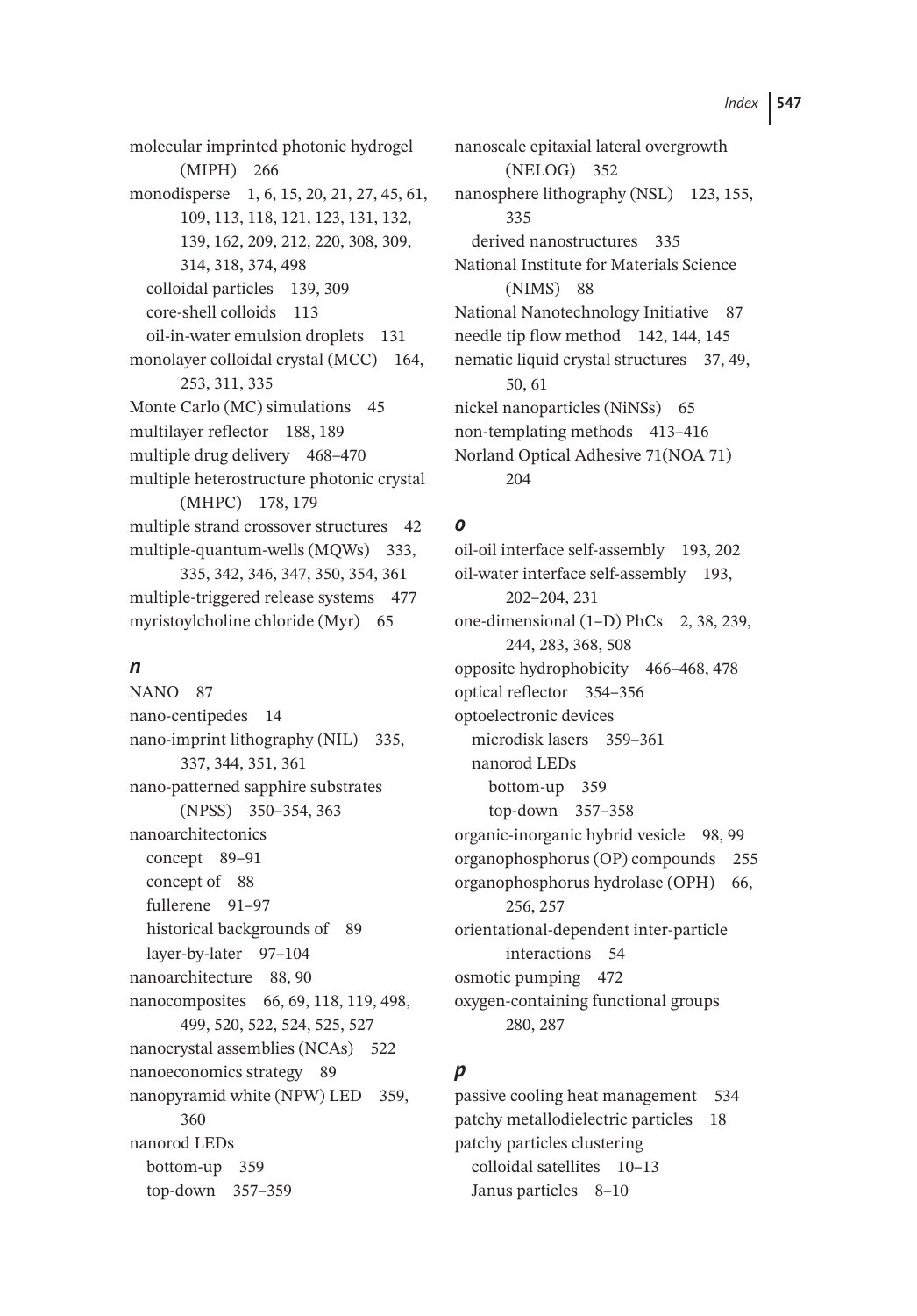molecular imprinted photonic hydrogel (MIPH) 266
monodisperse 1, 6, 15, 20, 21, 27, 45, 61, 109, 113, 118, 121, 123, 131, 132, 139, 162, 209, 212, 220, 308, 309, 314, 318, 374, 498
  colloidal particles 139, 309
  core-shell colloids 113
  oil-in-water emulsion droplets 131
monolayer colloidal crystal (MCC) 164, 253, 311, 335
Monte Carlo (MC) simulations 45
multilayer reflector 188, 189
multiple drug delivery 468–470
multiple heterostructure photonic crystal (MHPC) 178, 179
multiple strand crossover structures 42
multiple-quantum-wells (MQWs) 333, 335, 342, 346, 347, 350, 354, 361
multiple-triggered release systems 477
myristoylcholine chloride (Myr) 65

### *n*

NANO 87
nano-centipedes 14
nano-imprint lithography (NIL) 335, 337, 344, 351, 361
nano-patterned sapphire substrates (NPSS) 350–354, 363
nanoarchitectonics
  concept 89–91
  concept of 88
  fullerene 91–97
  historical backgrounds of 89
  layer-by-later 97–104
nanoarchitecture 88, 90
nanocomposites 66, 69, 118, 119, 498, 499, 520, 522, 524, 525, 527
nanocrystal assemblies (NCAs) 522
nanoeconomics strategy 89
nanopyramid white (NPW) LED 359, 360
nanorod LEDs
  bottom-up 359
  top-down 357–359
nanoscale epitaxial lateral overgrowth (NELOG) 352
nanosphere lithography (NSL) 123, 155, 335
  derived nanostructures 335
National Institute for Materials Science (NIMS) 88
National Nanotechnology Initiative 87
needle tip flow method 142, 144, 145
nematic liquid crystal structures 37, 49, 50, 61
nickel nanoparticles (NiNSs) 65
non-templating methods 413–416
Norland Optical Adhesive 71(NOA 71) 204

### *o*

oil-oil interface self-assembly 193, 202
oil-water interface self-assembly 193, 202–204, 231
one-dimensional (1–D) PhCs 2, 38, 239, 244, 283, 368, 508
opposite hydrophobicity 466–468, 478
optical reflector 354–356
optoelectronic devices
  microdisk lasers 359–361
  nanorod LEDs
    bottom-up 359
    top-down 357–358
organic-inorganic hybrid vesicle 98, 99
organophosphorus (OP) compounds 255
organophosphorus hydrolase (OPH) 66, 256, 257
orientational-dependent inter-particle interactions 54
osmotic pumping 472
oxygen-containing functional groups 280, 287

### *p*

passive cooling heat management 534
patchy metallodielectric particles 18
patchy particles clustering
  colloidal satellites 10–13
  Janus particles 8–10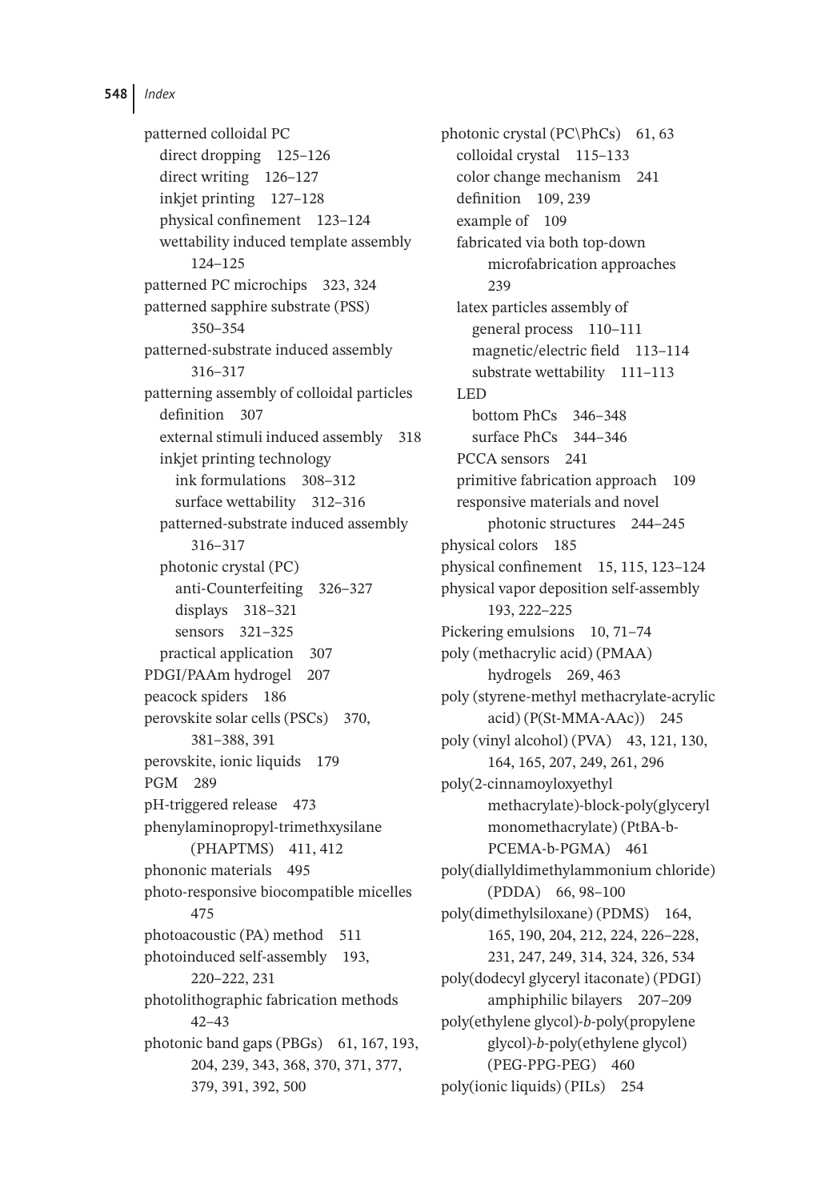patterned colloidal PC
- direct dropping 125–126
- direct writing 126–127
- inkjet printing 127–128
- physical confinement 123–124
- wettability induced template assembly 124–125

patterned PC microchips 323, 324
patterned sapphire substrate (PSS) 350–354
patterned-substrate induced assembly 316–317
patterning assembly of colloidal particles
- definition 307
- external stimuli induced assembly 318
- inkjet printing technology
  - ink formulations 308–312
  - surface wettability 312–316
- patterned-substrate induced assembly 316–317
- photonic crystal (PC)
  - anti-Counterfeiting 326–327
  - displays 318–321
  - sensors 321–325
- practical application 307

PDGI/PAAm hydrogel 207
peacock spiders 186
perovskite solar cells (PSCs) 370, 381–388, 391
perovskite, ionic liquids 179
PGM 289
pH-triggered release 473
phenylaminopropyl-trimethxysilane (PHAPTMS) 411, 412
phononic materials 495
photo-responsive biocompatible micelles 475
photoacoustic (PA) method 511
photoinduced self-assembly 193, 220–222, 231
photolithographic fabrication methods 42–43
photonic band gaps (PBGs) 61, 167, 193, 204, 239, 343, 368, 370, 371, 377, 379, 391, 392, 500
photonic crystal (PC\PhCs) 61, 63
- colloidal crystal 115–133
- color change mechanism 241
- definition 109, 239
- example of 109
- fabricated via both top-down microfabrication approaches 239
- latex particles assembly of
  - general process 110–111
  - magnetic/electric field 113–114
  - substrate wettability 111–113
- LED
  - bottom PhCs 346–348
  - surface PhCs 344–346
- PCCA sensors 241
- primitive fabrication approach 109
- responsive materials and novel photonic structures 244–245

physical colors 185
physical confinement 15, 115, 123–124
physical vapor deposition self-assembly 193, 222–225
Pickering emulsions 10, 71–74
poly (methacrylic acid) (PMAA) hydrogels 269, 463
poly (styrene-methyl methacrylate-acrylic acid) (P(St-MMA-AAc)) 245
poly (vinyl alcohol) (PVA) 43, 121, 130, 164, 165, 207, 249, 261, 296
poly(2-cinnamoyloxyethyl methacrylate)-block-poly(glyceryl monomethacrylate) (PtBA-b-PCEMA-b-PGMA) 461
poly(diallyldimethylammonium chloride) (PDDA) 66, 98–100
poly(dimethylsiloxane) (PDMS) 164, 165, 190, 204, 212, 224, 226–228, 231, 247, 249, 314, 324, 326, 534
poly(dodecyl glyceryl itaconate) (PDGI) amphiphilic bilayers 207–209
poly(ethylene glycol)-*b*-poly(propylene glycol)-*b*-poly(ethylene glycol) (PEG-PPG-PEG) 460
poly(ionic liquids) (PILs) 254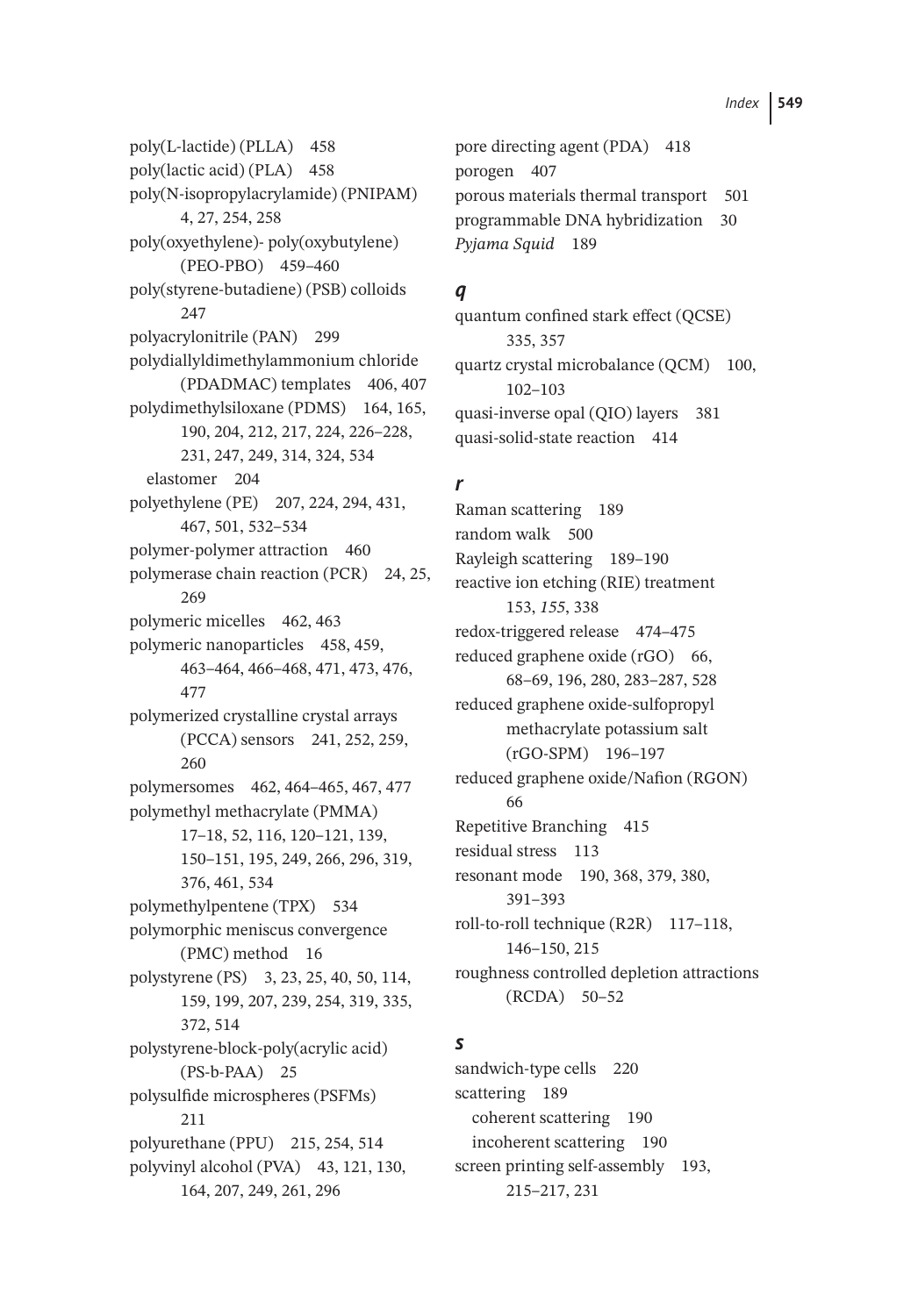poly(L-lactide) (PLLA) 458
poly(lactic acid) (PLA) 458
poly(N-isopropylacrylamide) (PNIPAM) 4, 27, 254, 258
poly(oxyethylene)- poly(oxybutylene) (PEO-PBO) 459–460
poly(styrene-butadiene) (PSB) colloids 247
polyacrylonitrile (PAN) 299
polydiallyldimethylammonium chloride (PDADMAC) templates 406, 407
polydimethylsiloxane (PDMS) 164, 165, 190, 204, 212, 217, 224, 226–228, 231, 247, 249, 314, 324, 534
  elastomer 204
polyethylene (PE) 207, 224, 294, 431, 467, 501, 532–534
polymer-polymer attraction 460
polymerase chain reaction (PCR) 24, 25, 269
polymeric micelles 462, 463
polymeric nanoparticles 458, 459, 463–464, 466–468, 471, 473, 476, 477
polymerized crystalline crystal arrays (PCCA) sensors 241, 252, 259, 260
polymersomes 462, 464–465, 467, 477
polymethyl methacrylate (PMMA) 17–18, 52, 116, 120–121, 139, 150–151, 195, 249, 266, 296, 319, 376, 461, 534
polymethylpentene (TPX) 534
polymorphic meniscus convergence (PMC) method 16
polystyrene (PS) 3, 23, 25, 40, 50, 114, 159, 199, 207, 239, 254, 319, 335, 372, 514
polystyrene-block-poly(acrylic acid) (PS-b-PAA) 25
polysulfide microspheres (PSFMs) 211
polyurethane (PPU) 215, 254, 514
polyvinyl alcohol (PVA) 43, 121, 130, 164, 207, 249, 261, 296
pore directing agent (PDA) 418
porogen 407
porous materials thermal transport 501
programmable DNA hybridization 30
*Pyjama Squid* 189

### *q*

quantum confined stark effect (QCSE) 335, 357
quartz crystal microbalance (QCM) 100, 102–103
quasi-inverse opal (QIO) layers 381
quasi-solid-state reaction 414

### *r*

Raman scattering 189
random walk 500
Rayleigh scattering 189–190
reactive ion etching (RIE) treatment 153, *155*, 338
redox-triggered release 474–475
reduced graphene oxide (rGO) 66, 68–69, 196, 280, 283–287, 528
reduced graphene oxide-sulfopropyl methacrylate potassium salt (rGO-SPM) 196–197
reduced graphene oxide/Nafion (RGON) 66
Repetitive Branching 415
residual stress 113
resonant mode 190, 368, 379, 380, 391–393
roll-to-roll technique (R2R) 117–118, 146–150, 215
roughness controlled depletion attractions (RCDA) 50–52

### *s*

sandwich-type cells 220
scattering 189
  coherent scattering 190
  incoherent scattering 190
screen printing self-assembly 193, 215–217, 231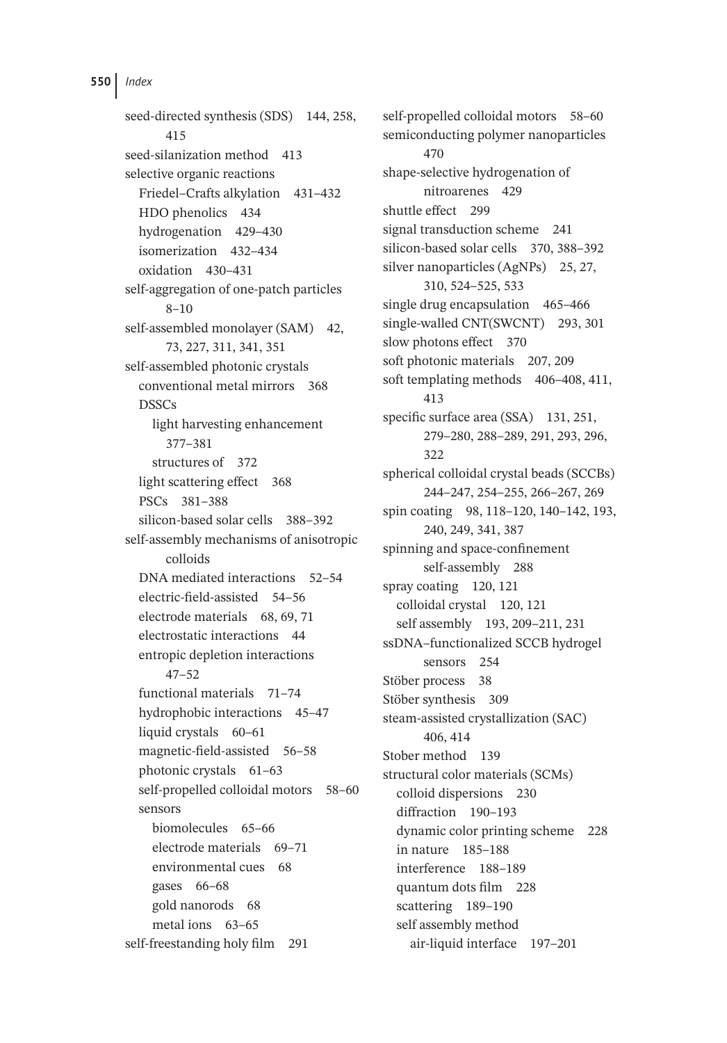seed-directed synthesis (SDS) 144, 258, 415
seed-silanization method 413
selective organic reactions
- Friedel–Crafts alkylation 431–432
- HDO phenolics 434
- hydrogenation 429–430
- isomerization 432–434
- oxidation 430–431

self-aggregation of one-patch particles 8–10
self-assembled monolayer (SAM) 42, 73, 227, 311, 341, 351
self-assembled photonic crystals
- conventional metal mirrors 368
- DSSCs
  - light harvesting enhancement 377–381
  - structures of 372
- light scattering effect 368
- PSCs 381–388
- silicon-based solar cells 388–392

self-assembly mechanisms of anisotropic colloids
- DNA mediated interactions 52–54
- electric-field-assisted 54–56
- electrode materials 68, 69, 71
- electrostatic interactions 44
- entropic depletion interactions 47–52
- functional materials 71–74
- hydrophobic interactions 45–47
- liquid crystals 60–61
- magnetic-field-assisted 56–58
- photonic crystals 61–63
- self-propelled colloidal motors 58–60
- sensors
  - biomolecules 65–66
  - electrode materials 69–71
  - environmental cues 68
  - gases 66–68
  - gold nanorods 68
  - metal ions 63–65

self-freestanding holy film 291
self-propelled colloidal motors 58–60
semiconducting polymer nanoparticles 470
shape-selective hydrogenation of nitroarenes 429
shuttle effect 299
signal transduction scheme 241
silicon-based solar cells 370, 388–392
silver nanoparticles (AgNPs) 25, 27, 310, 524–525, 533
single drug encapsulation 465–466
single-walled CNT(SWCNT) 293, 301
slow photons effect 370
soft photonic materials 207, 209
soft templating methods 406–408, 411, 413
specific surface area (SSA) 131, 251, 279–280, 288–289, 291, 293, 296, 322
spherical colloidal crystal beads (SCCBs) 244–247, 254–255, 266–267, 269
spin coating 98, 118–120, 140–142, 193, 240, 249, 341, 387
spinning and space-confinement self-assembly 288
spray coating 120, 121
- colloidal crystal 120, 121
- self assembly 193, 209–211, 231

ssDNA–functionalized SCCB hydrogel sensors 254
Stöber process 38
Stöber synthesis 309
steam-assisted crystallization (SAC) 406, 414
Stober method 139
structural color materials (SCMs)
- colloid dispersions 230
- diffraction 190–193
- dynamic color printing scheme 228
- in nature 185–188
- interference 188–189
- quantum dots film 228
- scattering 189–190
- self assembly method
  - air-liquid interface 197–201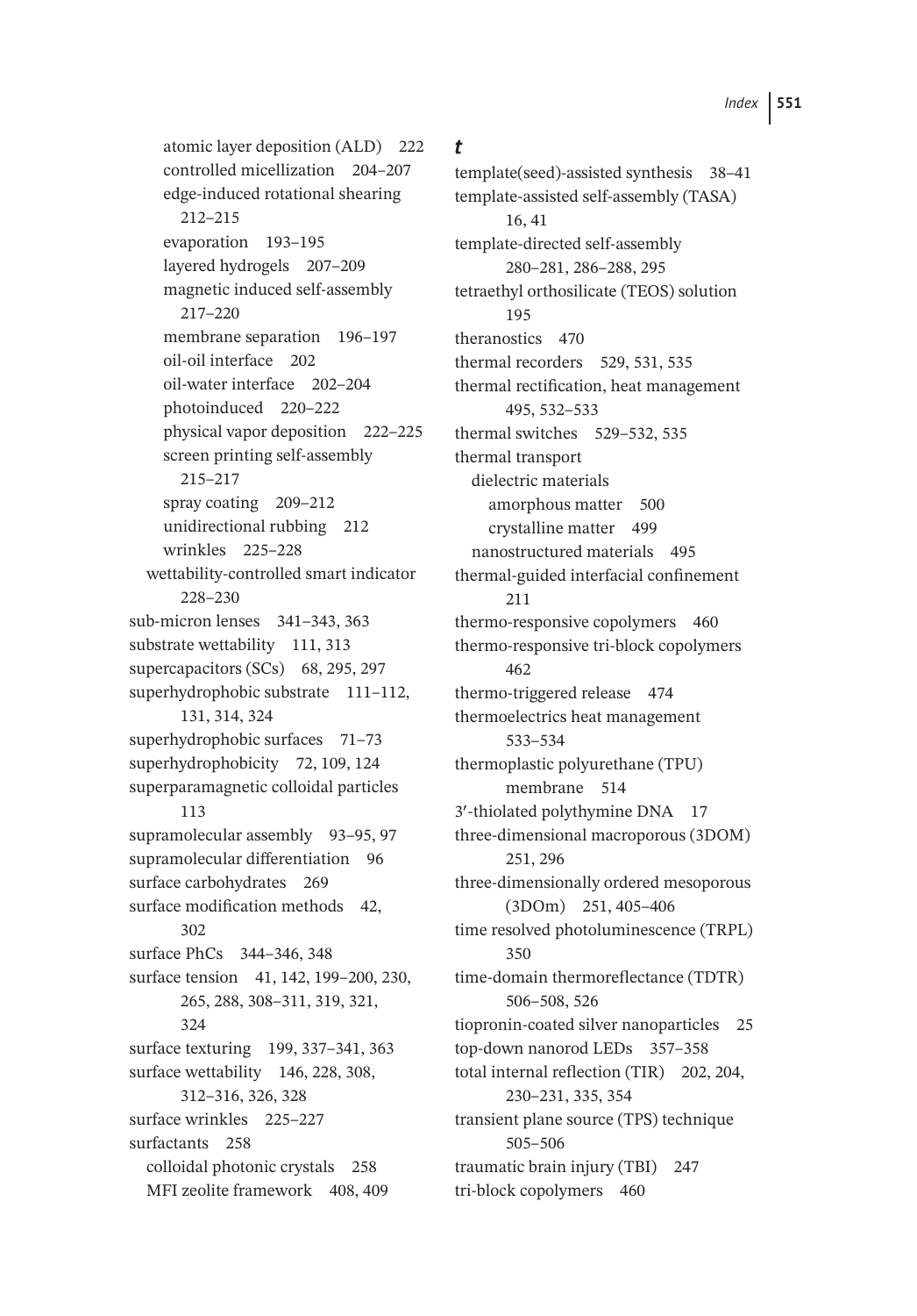- atomic layer deposition (ALD) 222
- controlled micellization 204–207
- edge-induced rotational shearing 212–215
- evaporation 193–195
- layered hydrogels 207–209
- magnetic induced self-assembly 217–220
- membrane separation 196–197
- oil-oil interface 202
- oil-water interface 202–204
- photoinduced 220–222
- physical vapor deposition 222–225
- screen printing self-assembly 215–217
- spray coating 209–212
- unidirectional rubbing 212
- wrinkles 225–228

wettability-controlled smart indicator 228–230

sub-micron lenses 341–343, 363
substrate wettability 111, 313
supercapacitors (SCs) 68, 295, 297
superhydrophobic substrate 111–112, 131, 314, 324
superhydrophobic surfaces 71–73
superhydrophobicity 72, 109, 124
superparamagnetic colloidal particles 113
supramolecular assembly 93–95, 97
supramolecular differentiation 96
surface carbohydrates 269
surface modification methods 42, 302
surface PhCs 344–346, 348
surface tension 41, 142, 199–200, 230, 265, 288, 308–311, 319, 321, 324
surface texturing 199, 337–341, 363
surface wettability 146, 228, 308, 312–316, 326, 328
surface wrinkles 225–227
surfactants 258
- colloidal photonic crystals 258
- MFI zeolite framework 408, 409

### *t*

template(seed)-assisted synthesis 38–41
template-assisted self-assembly (TASA) 16, 41
template-directed self-assembly 280–281, 286–288, 295
tetraethyl orthosilicate (TEOS) solution 195
theranostics 470
thermal recorders 529, 531, 535
thermal rectification, heat management 495, 532–533
thermal switches 529–532, 535
thermal transport
- dielectric materials
  - amorphous matter 500
  - crystalline matter 499
- nanostructured materials 495

thermal-guided interfacial confinement 211
thermo-responsive copolymers 460
thermo-responsive tri-block copolymers 462
thermo-triggered release 474
thermoelectrics heat management 533–534
thermoplastic polyurethane (TPU) membrane 514
3′-thiolated polythymine DNA 17
three-dimensional macroporous (3DOM) 251, 296
three-dimensionally ordered mesoporous (3DOm) 251, 405–406
time resolved photoluminescence (TRPL) 350
time-domain thermoreflectance (TDTR) 506–508, 526
tiopronin-coated silver nanoparticles 25
top-down nanorod LEDs 357–358
total internal reflection (TIR) 202, 204, 230–231, 335, 354
transient plane source (TPS) technique 505–506
traumatic brain injury (TBI) 247
tri-block copolymers 460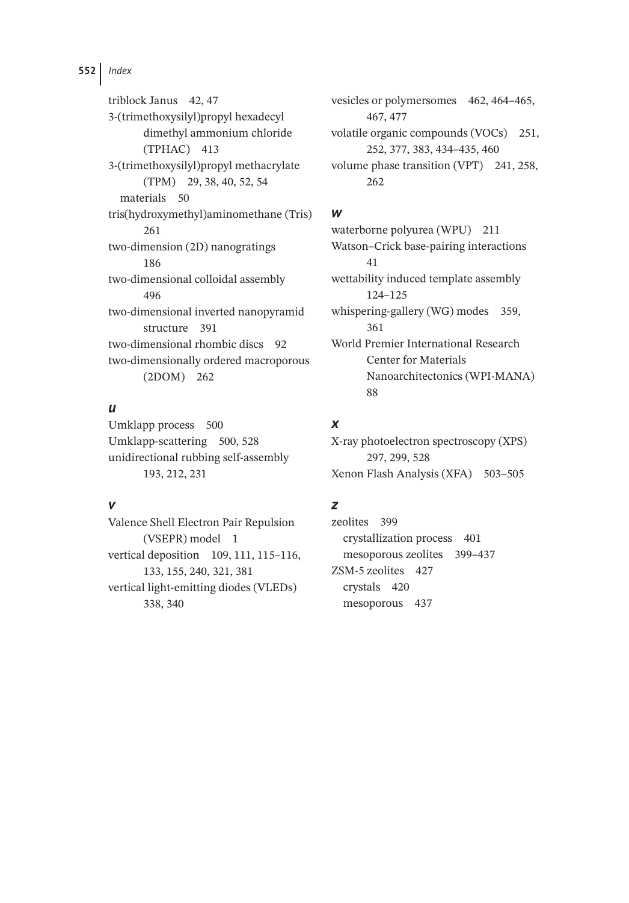triblock Janus 42, 47
3-(trimethoxysilyl)propyl hexadecyl dimethyl ammonium chloride (TPHAC) 413
3-(trimethoxysilyl)propyl methacrylate (TPM) 29, 38, 40, 52, 54
  materials 50
tris(hydroxymethyl)aminomethane (Tris) 261
two-dimension (2D) nanogratings 186
two-dimensional colloidal assembly 496
two-dimensional inverted nanopyramid structure 391
two-dimensional rhombic discs 92
two-dimensionally ordered macroporous (2DOM) 262

### *u*

Umklapp process 500
Umklapp-scattering 500, 528
unidirectional rubbing self-assembly 193, 212, 231

### *v*

Valence Shell Electron Pair Repulsion (VSEPR) model 1
vertical deposition 109, 111, 115–116, 133, 155, 240, 321, 381
vertical light-emitting diodes (VLEDs) 338, 340
vesicles or polymersomes 462, 464–465, 467, 477
volatile organic compounds (VOCs) 251, 252, 377, 383, 434–435, 460
volume phase transition (VPT) 241, 258, 262

### *w*

waterborne polyurea (WPU) 211
Watson–Crick base-pairing interactions 41
wettability induced template assembly 124–125
whispering-gallery (WG) modes 359, 361
World Premier International Research Center for Materials Nanoarchitectonics (WPI-MANA) 88

### *x*

X-ray photoelectron spectroscopy (XPS) 297, 299, 528
Xenon Flash Analysis (XFA) 503–505

### *z*

zeolites 399
  crystallization process 401
  mesoporous zeolites 399–437
ZSM-5 zeolites 427
  crystals 420
  mesoporous 437